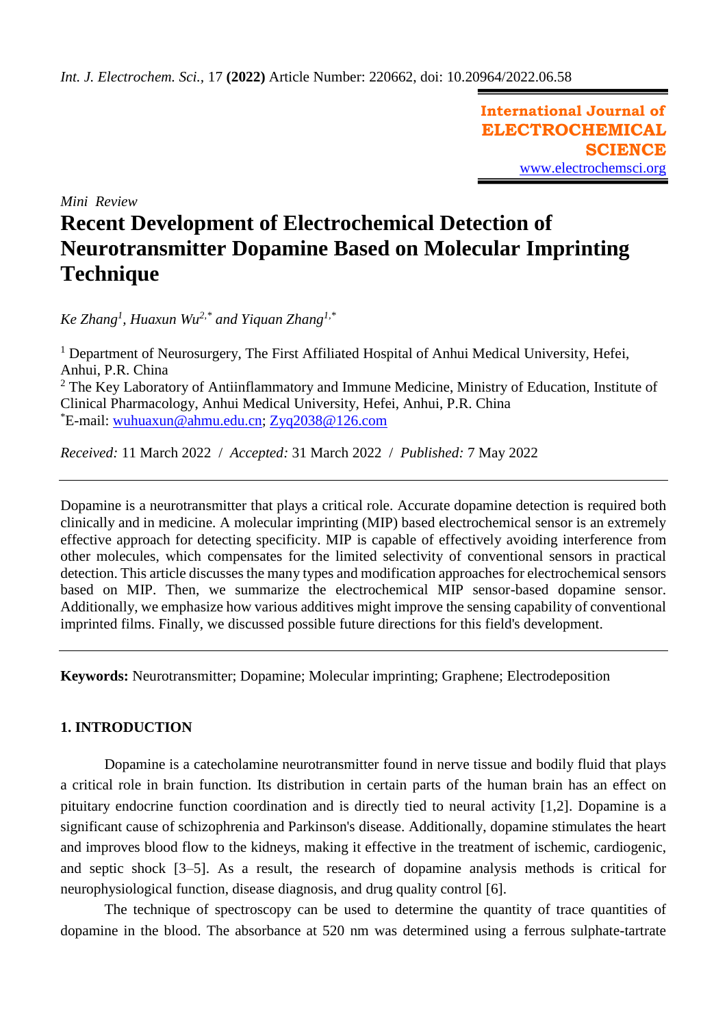*Mini Review*

# Recent Development of Electrochemical Detection of Neurotransmitter Dopamine Based on Molecular Imprinting Technique

*Ke Zhang*[1], *Huaxun Wu*[2,*] *and Yiquan Zhang*[1,*]

[1] Department of Neurosurgery, The First Affiliated Hospital of Anhui Medical University, Hefei, Anhui, P.R. China
[2] The Key Laboratory of Antiinflammatory and Immune Medicine, Ministry of Education, Institute of Clinical Pharmacology, Anhui Medical University, Hefei, Anhui, P.R. China
[*]E-mail: wuhuaxun@ahmu.edu.cn; Zyq2038@126.com

*Received:* 11 March 2022 / *Accepted:* 31 March 2022 / *Published:* 7 May 2022

---

Dopamine is a neurotransmitter that plays a critical role. Accurate dopamine detection is required both clinically and in medicine. A molecular imprinting (MIP) based electrochemical sensor is an extremely effective approach for detecting specificity. MIP is capable of effectively avoiding interference from other molecules, which compensates for the limited selectivity of conventional sensors in practical detection. This article discusses the many types and modification approaches for electrochemical sensors based on MIP. Then, we summarize the electrochemical MIP sensor-based dopamine sensor. Additionally, we emphasize how various additives might improve the sensing capability of conventional imprinted films. Finally, we discussed possible future directions for this field's development.

---

**Keywords:** Neurotransmitter; Dopamine; Molecular imprinting; Graphene; Electrodeposition

## 1. INTRODUCTION

Dopamine is a catecholamine neurotransmitter found in nerve tissue and bodily fluid that plays a critical role in brain function. Its distribution in certain parts of the human brain has an effect on pituitary endocrine function coordination and is directly tied to neural activity [1,2]. Dopamine is a significant cause of schizophrenia and Parkinson's disease. Additionally, dopamine stimulates the heart and improves blood flow to the kidneys, making it effective in the treatment of ischemic, cardiogenic, and septic shock [3–5]. As a result, the research of dopamine analysis methods is critical for neurophysiological function, disease diagnosis, and drug quality control [6].

The technique of spectroscopy can be used to determine the quantity of trace quantities of dopamine in the blood. The absorbance at 520 nm was determined using a ferrous sulphate-tartrate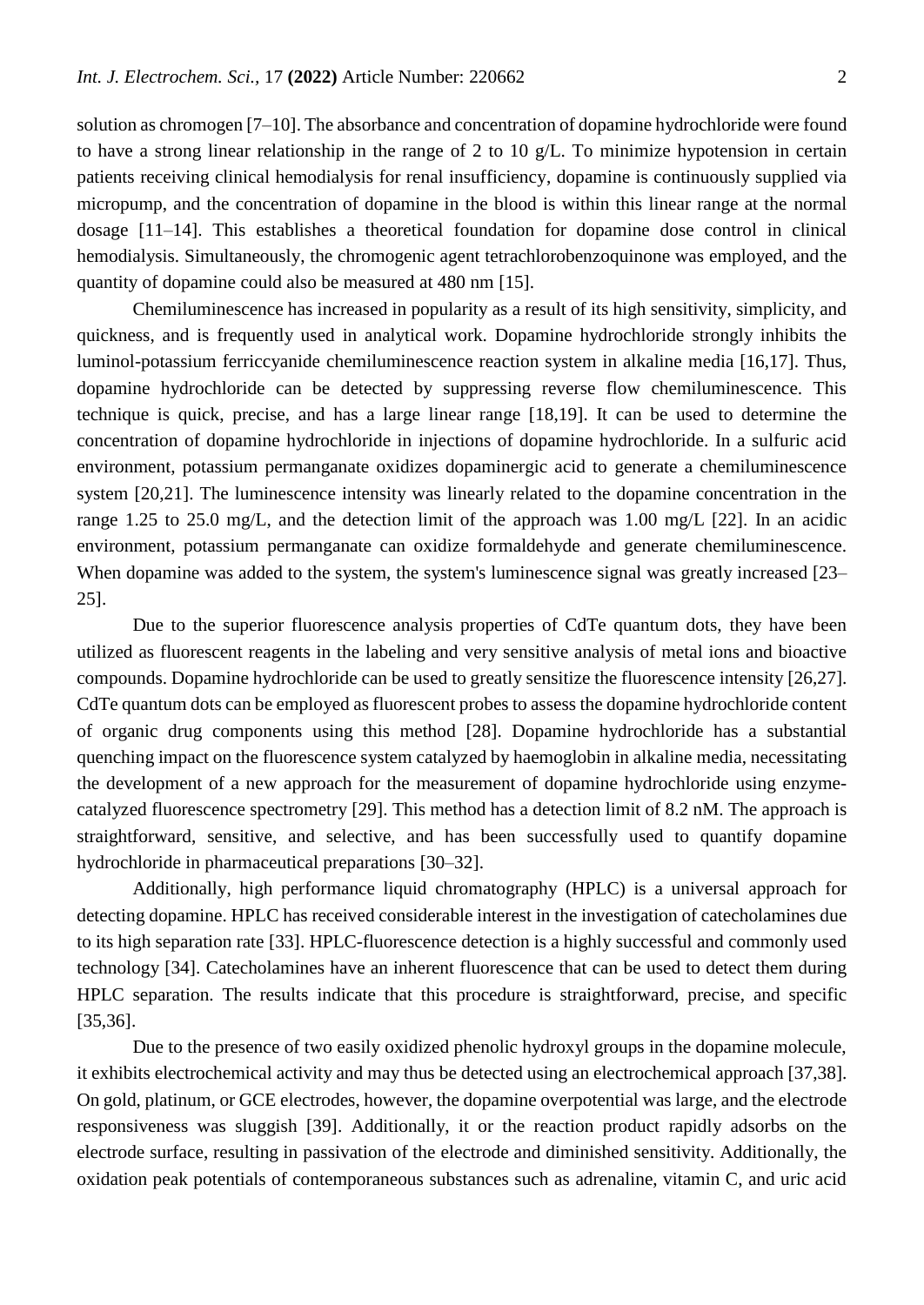solution as chromogen [7–10]. The absorbance and concentration of dopamine hydrochloride were found to have a strong linear relationship in the range of 2 to 10 g/L. To minimize hypotension in certain patients receiving clinical hemodialysis for renal insufficiency, dopamine is continuously supplied via micropump, and the concentration of dopamine in the blood is within this linear range at the normal dosage [11–14]. This establishes a theoretical foundation for dopamine dose control in clinical hemodialysis. Simultaneously, the chromogenic agent tetrachlorobenzoquinone was employed, and the quantity of dopamine could also be measured at 480 nm [15].

Chemiluminescence has increased in popularity as a result of its high sensitivity, simplicity, and quickness, and is frequently used in analytical work. Dopamine hydrochloride strongly inhibits the luminol-potassium ferriccyanide chemiluminescence reaction system in alkaline media [16,17]. Thus, dopamine hydrochloride can be detected by suppressing reverse flow chemiluminescence. This technique is quick, precise, and has a large linear range [18,19]. It can be used to determine the concentration of dopamine hydrochloride in injections of dopamine hydrochloride. In a sulfuric acid environment, potassium permanganate oxidizes dopaminergic acid to generate a chemiluminescence system [20,21]. The luminescence intensity was linearly related to the dopamine concentration in the range 1.25 to 25.0 mg/L, and the detection limit of the approach was 1.00 mg/L [22]. In an acidic environment, potassium permanganate can oxidize formaldehyde and generate chemiluminescence. When dopamine was added to the system, the system's luminescence signal was greatly increased [23–25].

Due to the superior fluorescence analysis properties of CdTe quantum dots, they have been utilized as fluorescent reagents in the labeling and very sensitive analysis of metal ions and bioactive compounds. Dopamine hydrochloride can be used to greatly sensitize the fluorescence intensity [26,27]. CdTe quantum dots can be employed as fluorescent probes to assess the dopamine hydrochloride content of organic drug components using this method [28]. Dopamine hydrochloride has a substantial quenching impact on the fluorescence system catalyzed by haemoglobin in alkaline media, necessitating the development of a new approach for the measurement of dopamine hydrochloride using enzyme-catalyzed fluorescence spectrometry [29]. This method has a detection limit of 8.2 nM. The approach is straightforward, sensitive, and selective, and has been successfully used to quantify dopamine hydrochloride in pharmaceutical preparations [30–32].

Additionally, high performance liquid chromatography (HPLC) is a universal approach for detecting dopamine. HPLC has received considerable interest in the investigation of catecholamines due to its high separation rate [33]. HPLC-fluorescence detection is a highly successful and commonly used technology [34]. Catecholamines have an inherent fluorescence that can be used to detect them during HPLC separation. The results indicate that this procedure is straightforward, precise, and specific [35,36].

Due to the presence of two easily oxidized phenolic hydroxyl groups in the dopamine molecule, it exhibits electrochemical activity and may thus be detected using an electrochemical approach [37,38]. On gold, platinum, or GCE electrodes, however, the dopamine overpotential was large, and the electrode responsiveness was sluggish [39]. Additionally, it or the reaction product rapidly adsorbs on the electrode surface, resulting in passivation of the electrode and diminished sensitivity. Additionally, the oxidation peak potentials of contemporaneous substances such as adrenaline, vitamin C, and uric acid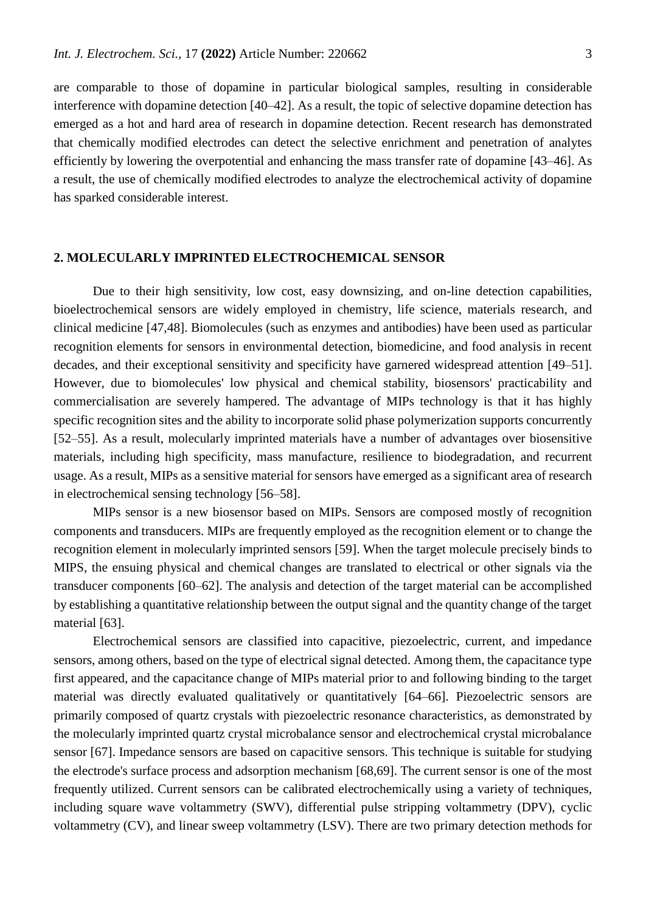are comparable to those of dopamine in particular biological samples, resulting in considerable interference with dopamine detection [40–42]. As a result, the topic of selective dopamine detection has emerged as a hot and hard area of research in dopamine detection. Recent research has demonstrated that chemically modified electrodes can detect the selective enrichment and penetration of analytes efficiently by lowering the overpotential and enhancing the mass transfer rate of dopamine [43–46]. As a result, the use of chemically modified electrodes to analyze the electrochemical activity of dopamine has sparked considerable interest.

## 2. MOLECULARLY IMPRINTED ELECTROCHEMICAL SENSOR

Due to their high sensitivity, low cost, easy downsizing, and on-line detection capabilities, bioelectrochemical sensors are widely employed in chemistry, life science, materials research, and clinical medicine [47,48]. Biomolecules (such as enzymes and antibodies) have been used as particular recognition elements for sensors in environmental detection, biomedicine, and food analysis in recent decades, and their exceptional sensitivity and specificity have garnered widespread attention [49–51]. However, due to biomolecules' low physical and chemical stability, biosensors' practicability and commercialisation are severely hampered. The advantage of MIPs technology is that it has highly specific recognition sites and the ability to incorporate solid phase polymerization supports concurrently [52–55]. As a result, molecularly imprinted materials have a number of advantages over biosensitive materials, including high specificity, mass manufacture, resilience to biodegradation, and recurrent usage. As a result, MIPs as a sensitive material for sensors have emerged as a significant area of research in electrochemical sensing technology [56–58].

MIPs sensor is a new biosensor based on MIPs. Sensors are composed mostly of recognition components and transducers. MIPs are frequently employed as the recognition element or to change the recognition element in molecularly imprinted sensors [59]. When the target molecule precisely binds to MIPS, the ensuing physical and chemical changes are translated to electrical or other signals via the transducer components [60–62]. The analysis and detection of the target material can be accomplished by establishing a quantitative relationship between the output signal and the quantity change of the target material [63].

Electrochemical sensors are classified into capacitive, piezoelectric, current, and impedance sensors, among others, based on the type of electrical signal detected. Among them, the capacitance type first appeared, and the capacitance change of MIPs material prior to and following binding to the target material was directly evaluated qualitatively or quantitatively [64–66]. Piezoelectric sensors are primarily composed of quartz crystals with piezoelectric resonance characteristics, as demonstrated by the molecularly imprinted quartz crystal microbalance sensor and electrochemical crystal microbalance sensor [67]. Impedance sensors are based on capacitive sensors. This technique is suitable for studying the electrode's surface process and adsorption mechanism [68,69]. The current sensor is one of the most frequently utilized. Current sensors can be calibrated electrochemically using a variety of techniques, including square wave voltammetry (SWV), differential pulse stripping voltammetry (DPV), cyclic voltammetry (CV), and linear sweep voltammetry (LSV). There are two primary detection methods for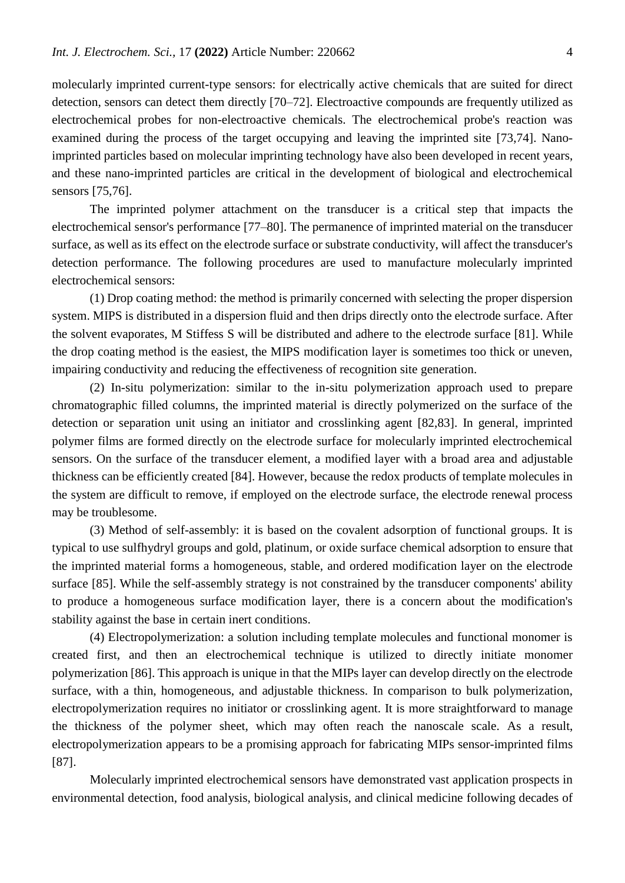molecularly imprinted current-type sensors: for electrically active chemicals that are suited for direct detection, sensors can detect them directly [70–72]. Electroactive compounds are frequently utilized as electrochemical probes for non-electroactive chemicals. The electrochemical probe's reaction was examined during the process of the target occupying and leaving the imprinted site [73,74]. Nano-imprinted particles based on molecular imprinting technology have also been developed in recent years, and these nano-imprinted particles are critical in the development of biological and electrochemical sensors [75,76].

The imprinted polymer attachment on the transducer is a critical step that impacts the electrochemical sensor's performance [77–80]. The permanence of imprinted material on the transducer surface, as well as its effect on the electrode surface or substrate conductivity, will affect the transducer's detection performance. The following procedures are used to manufacture molecularly imprinted electrochemical sensors:

(1) Drop coating method: the method is primarily concerned with selecting the proper dispersion system. MIPS is distributed in a dispersion fluid and then drips directly onto the electrode surface. After the solvent evaporates, M Stiffess S will be distributed and adhere to the electrode surface [81]. While the drop coating method is the easiest, the MIPS modification layer is sometimes too thick or uneven, impairing conductivity and reducing the effectiveness of recognition site generation.

(2) In-situ polymerization: similar to the in-situ polymerization approach used to prepare chromatographic filled columns, the imprinted material is directly polymerized on the surface of the detection or separation unit using an initiator and crosslinking agent [82,83]. In general, imprinted polymer films are formed directly on the electrode surface for molecularly imprinted electrochemical sensors. On the surface of the transducer element, a modified layer with a broad area and adjustable thickness can be efficiently created [84]. However, because the redox products of template molecules in the system are difficult to remove, if employed on the electrode surface, the electrode renewal process may be troublesome.

(3) Method of self-assembly: it is based on the covalent adsorption of functional groups. It is typical to use sulfhydryl groups and gold, platinum, or oxide surface chemical adsorption to ensure that the imprinted material forms a homogeneous, stable, and ordered modification layer on the electrode surface [85]. While the self-assembly strategy is not constrained by the transducer components' ability to produce a homogeneous surface modification layer, there is a concern about the modification's stability against the base in certain inert conditions.

(4) Electropolymerization: a solution including template molecules and functional monomer is created first, and then an electrochemical technique is utilized to directly initiate monomer polymerization [86]. This approach is unique in that the MIPs layer can develop directly on the electrode surface, with a thin, homogeneous, and adjustable thickness. In comparison to bulk polymerization, electropolymerization requires no initiator or crosslinking agent. It is more straightforward to manage the thickness of the polymer sheet, which may often reach the nanoscale scale. As a result, electropolymerization appears to be a promising approach for fabricating MIPs sensor-imprinted films [87].

Molecularly imprinted electrochemical sensors have demonstrated vast application prospects in environmental detection, food analysis, biological analysis, and clinical medicine following decades of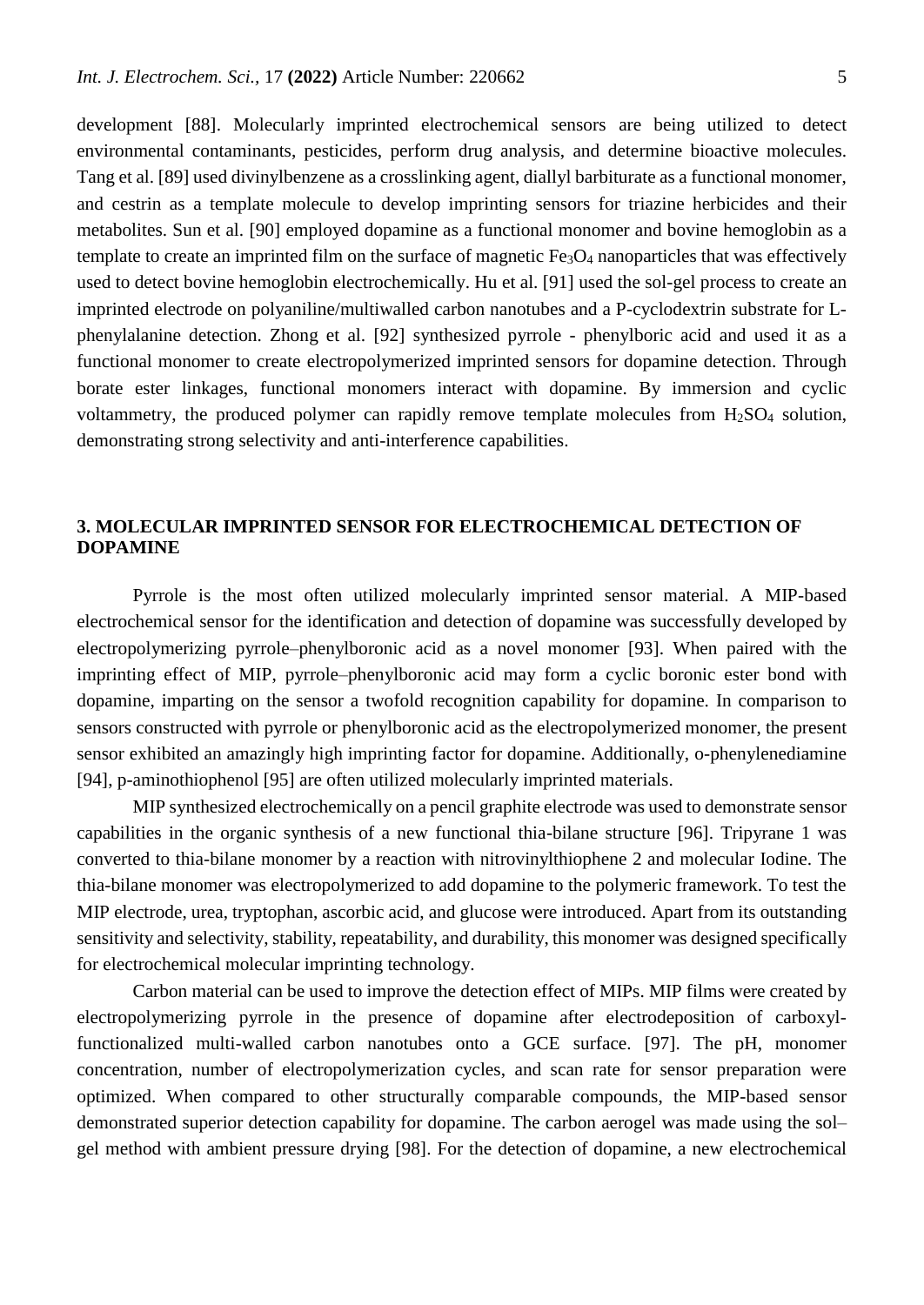development [88]. Molecularly imprinted electrochemical sensors are being utilized to detect environmental contaminants, pesticides, perform drug analysis, and determine bioactive molecules. Tang et al. [89] used divinylbenzene as a crosslinking agent, diallyl barbiturate as a functional monomer, and cestrin as a template molecule to develop imprinting sensors for triazine herbicides and their metabolites. Sun et al. [90] employed dopamine as a functional monomer and bovine hemoglobin as a template to create an imprinted film on the surface of magnetic $Fe_3O_4$ nanoparticles that was effectively used to detect bovine hemoglobin electrochemically. Hu et al. [91] used the sol-gel process to create an imprinted electrode on polyaniline/multiwalled carbon nanotubes and a P-cyclodextrin substrate for L-phenylalanine detection. Zhong et al. [92] synthesized pyrrole - phenylboric acid and used it as a functional monomer to create electropolymerized imprinted sensors for dopamine detection. Through borate ester linkages, functional monomers interact with dopamine. By immersion and cyclic voltammetry, the produced polymer can rapidly remove template molecules from $H_2SO_4$ solution, demonstrating strong selectivity and anti-interference capabilities.

## 3. MOLECULAR IMPRINTED SENSOR FOR ELECTROCHEMICAL DETECTION OF DOPAMINE

Pyrrole is the most often utilized molecularly imprinted sensor material. A MIP-based electrochemical sensor for the identification and detection of dopamine was successfully developed by electropolymerizing pyrrole–phenylboronic acid as a novel monomer [93]. When paired with the imprinting effect of MIP, pyrrole–phenylboronic acid may form a cyclic boronic ester bond with dopamine, imparting on the sensor a twofold recognition capability for dopamine. In comparison to sensors constructed with pyrrole or phenylboronic acid as the electropolymerized monomer, the present sensor exhibited an amazingly high imprinting factor for dopamine. Additionally, o-phenylenediamine [94], p-aminothiophenol [95] are often utilized molecularly imprinted materials.

MIP synthesized electrochemically on a pencil graphite electrode was used to demonstrate sensor capabilities in the organic synthesis of a new functional thia-bilane structure [96]. Tripyrane 1 was converted to thia-bilane monomer by a reaction with nitrovinylthiophene 2 and molecular Iodine. The thia-bilane monomer was electropolymerized to add dopamine to the polymeric framework. To test the MIP electrode, urea, tryptophan, ascorbic acid, and glucose were introduced. Apart from its outstanding sensitivity and selectivity, stability, repeatability, and durability, this monomer was designed specifically for electrochemical molecular imprinting technology.

Carbon material can be used to improve the detection effect of MIPs. MIP films were created by electropolymerizing pyrrole in the presence of dopamine after electrodeposition of carboxyl-functionalized multi-walled carbon nanotubes onto a GCE surface. [97]. The pH, monomer concentration, number of electropolymerization cycles, and scan rate for sensor preparation were optimized. When compared to other structurally comparable compounds, the MIP-based sensor demonstrated superior detection capability for dopamine. The carbon aerogel was made using the sol–gel method with ambient pressure drying [98]. For the detection of dopamine, a new electrochemical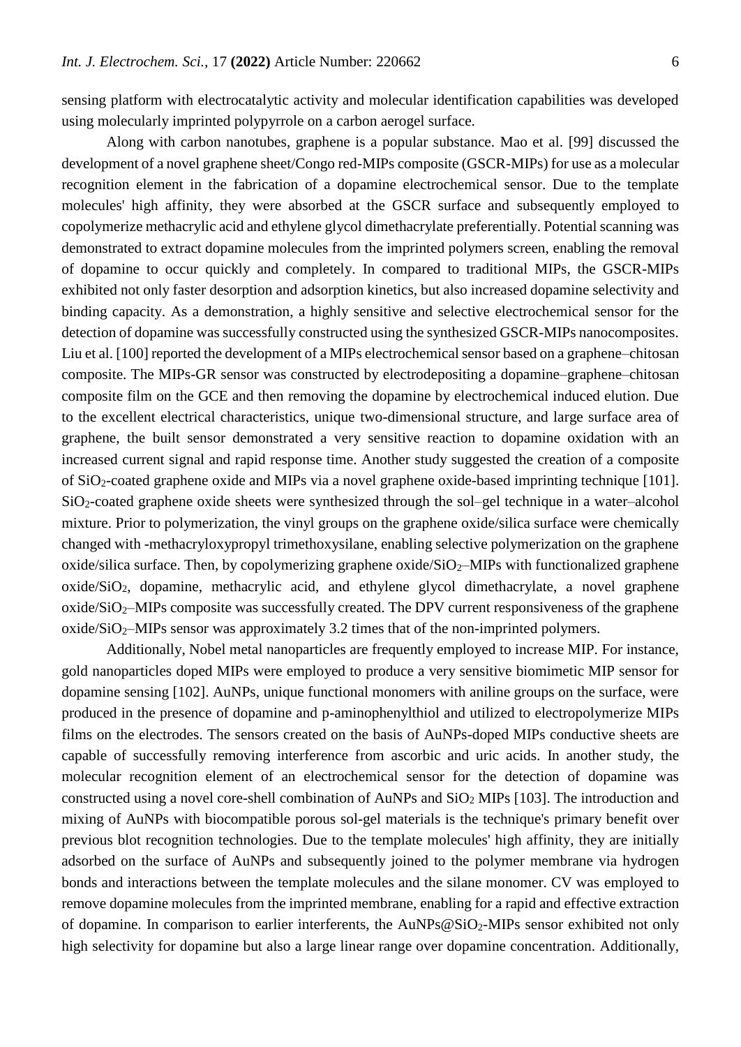sensing platform with electrocatalytic activity and molecular identification capabilities was developed using molecularly imprinted polypyrrole on a carbon aerogel surface.

Along with carbon nanotubes, graphene is a popular substance. Mao et al. [99] discussed the development of a novel graphene sheet/Congo red-MIPs composite (GSCR-MIPs) for use as a molecular recognition element in the fabrication of a dopamine electrochemical sensor. Due to the template molecules' high affinity, they were absorbed at the GSCR surface and subsequently employed to copolymerize methacrylic acid and ethylene glycol dimethacrylate preferentially. Potential scanning was demonstrated to extract dopamine molecules from the imprinted polymers screen, enabling the removal of dopamine to occur quickly and completely. In compared to traditional MIPs, the GSCR-MIPs exhibited not only faster desorption and adsorption kinetics, but also increased dopamine selectivity and binding capacity. As a demonstration, a highly sensitive and selective electrochemical sensor for the detection of dopamine was successfully constructed using the synthesized GSCR-MIPs nanocomposites. Liu et al. [100] reported the development of a MIPs electrochemical sensor based on a graphene–chitosan composite. The MIPs-GR sensor was constructed by electrodepositing a dopamine–graphene–chitosan composite film on the GCE and then removing the dopamine by electrochemical induced elution. Due to the excellent electrical characteristics, unique two-dimensional structure, and large surface area of graphene, the built sensor demonstrated a very sensitive reaction to dopamine oxidation with an increased current signal and rapid response time. Another study suggested the creation of a composite of $SiO_2$-coated graphene oxide and MIPs via a novel graphene oxide-based imprinting technique [101]. $SiO_2$-coated graphene oxide sheets were synthesized through the sol–gel technique in a water–alcohol mixture. Prior to polymerization, the vinyl groups on the graphene oxide/silica surface were chemically changed with -methacryloxypropyl trimethoxysilane, enabling selective polymerization on the graphene oxide/silica surface. Then, by copolymerizing graphene oxide/$SiO_2$–MIPs with functionalized graphene oxide/$SiO_2$, dopamine, methacrylic acid, and ethylene glycol dimethacrylate, a novel graphene oxide/$SiO_2$–MIPs composite was successfully created. The DPV current responsiveness of the graphene oxide/$SiO_2$–MIPs sensor was approximately 3.2 times that of the non-imprinted polymers.

Additionally, Nobel metal nanoparticles are frequently employed to increase MIP. For instance, gold nanoparticles doped MIPs were employed to produce a very sensitive biomimetic MIP sensor for dopamine sensing [102]. AuNPs, unique functional monomers with aniline groups on the surface, were produced in the presence of dopamine and p-aminophenylthiol and utilized to electropolymerize MIPs films on the electrodes. The sensors created on the basis of AuNPs-doped MIPs conductive sheets are capable of successfully removing interference from ascorbic and uric acids. In another study, the molecular recognition element of an electrochemical sensor for the detection of dopamine was constructed using a novel core-shell combination of AuNPs and $SiO_2$ MIPs [103]. The introduction and mixing of AuNPs with biocompatible porous sol-gel materials is the technique's primary benefit over previous blot recognition technologies. Due to the template molecules' high affinity, they are initially adsorbed on the surface of AuNPs and subsequently joined to the polymer membrane via hydrogen bonds and interactions between the template molecules and the silane monomer. CV was employed to remove dopamine molecules from the imprinted membrane, enabling for a rapid and effective extraction of dopamine. In comparison to earlier interferents, the AuNPs@$SiO_2$-MIPs sensor exhibited not only high selectivity for dopamine but also a large linear range over dopamine concentration. Additionally,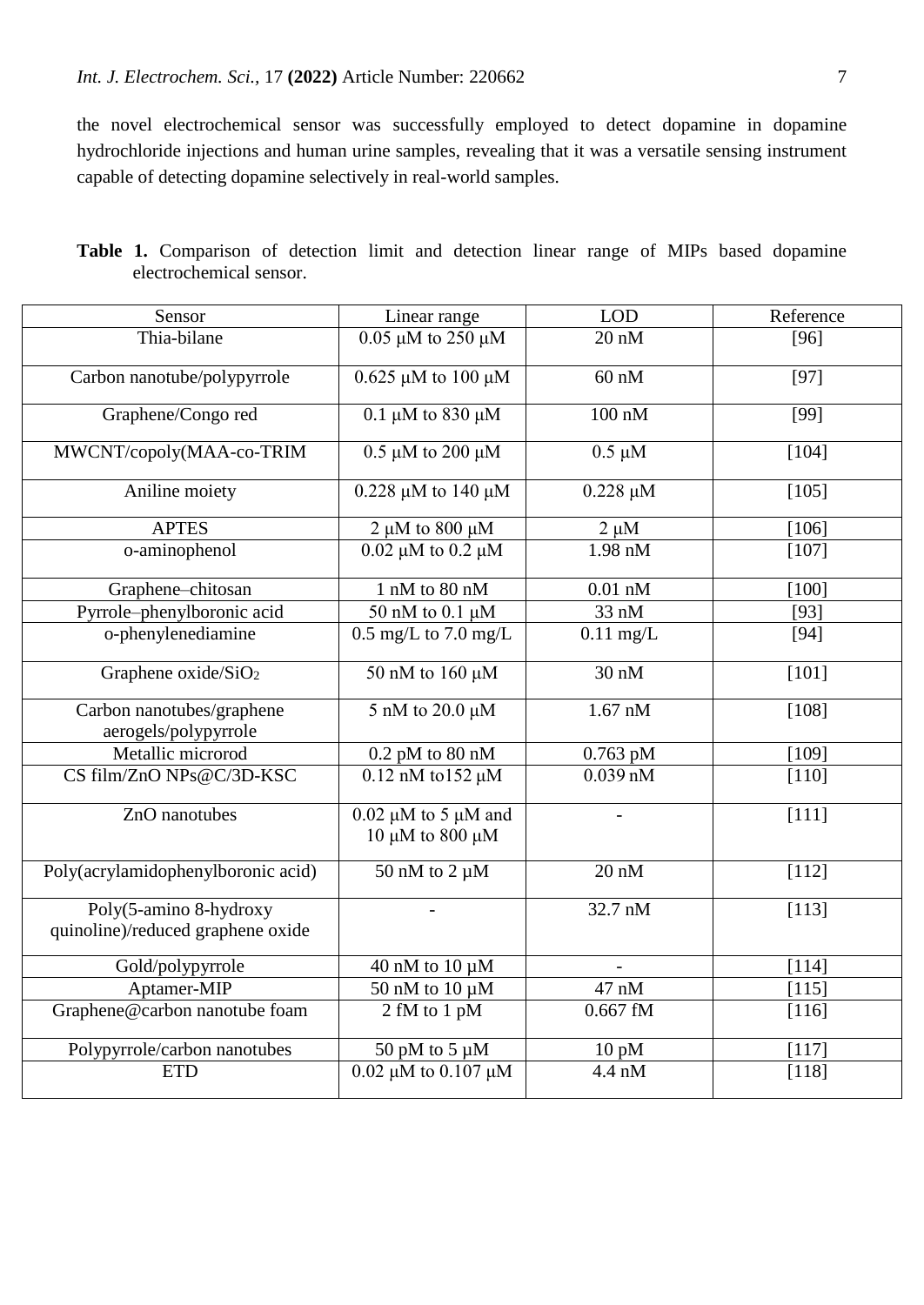the novel electrochemical sensor was successfully employed to detect dopamine in dopamine hydrochloride injections and human urine samples, revealing that it was a versatile sensing instrument capable of detecting dopamine selectively in real-world samples.

**Table 1.** Comparison of detection limit and detection linear range of MIPs based dopamine electrochemical sensor.

| Sensor | Linear range | LOD | Reference |
|---|---|---|---|
| Thia-bilane | 0.05 μM to 250 μM | 20 nM | [96] |
| Carbon nanotube/polypyrrole | 0.625 μM to 100 μM | 60 nM | [97] |
| Graphene/Congo red | 0.1 μM to 830 μM | 100 nM | [99] |
| MWCNT/copoly(MAA-co-TRIM | 0.5 μM to 200 μM | 0.5 μM | [104] |
| Aniline moiety | 0.228 μM to 140 μM | 0.228 μM | [105] |
| APTES | 2 μM to 800 μM | 2 μM | [106] |
| o-aminophenol | 0.02 μM to 0.2 μM | 1.98 nM | [107] |
| Graphene–chitosan | 1 nM to 80 nM | 0.01 nM | [100] |
| Pyrrole–phenylboronic acid | 50 nM to 0.1 μM | 33 nM | [93] |
| o-phenylenediamine | 0.5 mg/L to 7.0 mg/L | 0.11 mg/L | [94] |
| Graphene oxide/$SiO_2$ | 50 nM to 160 μM | 30 nM | [101] |
| Carbon nanotubes/graphene aerogels/polypyrrole | 5 nM to 20.0 μM | 1.67 nM | [108] |
| Metallic microrod | 0.2 pM to 80 nM | 0.763 pM | [109] |
| CS film/ZnO NPs@C/3D-KSC | 0.12 nM to152 μM | 0.039 nM | [110] |
| ZnO nanotubes | 0.02 μM to 5 μM and 10 μM to 800 μM | - | [111] |
| Poly(acrylamidophenylboronic acid) | 50 nM to 2 μM | 20 nM | [112] |
| Poly(5-amino 8-hydroxy quinoline)/reduced graphene oxide | - | 32.7 nM | [113] |
| Gold/polypyrrole | 40 nM to 10 μM | - | [114] |
| Aptamer-MIP | 50 nM to 10 μM | 47 nM | [115] |
| Graphene@carbon nanotube foam | 2 fM to 1 pM | 0.667 fM | [116] |
| Polypyrrole/carbon nanotubes | 50 pM to 5 μM | 10 pM | [117] |
| ETD | 0.02 μM to 0.107 μM | 4.4 nM | [118] |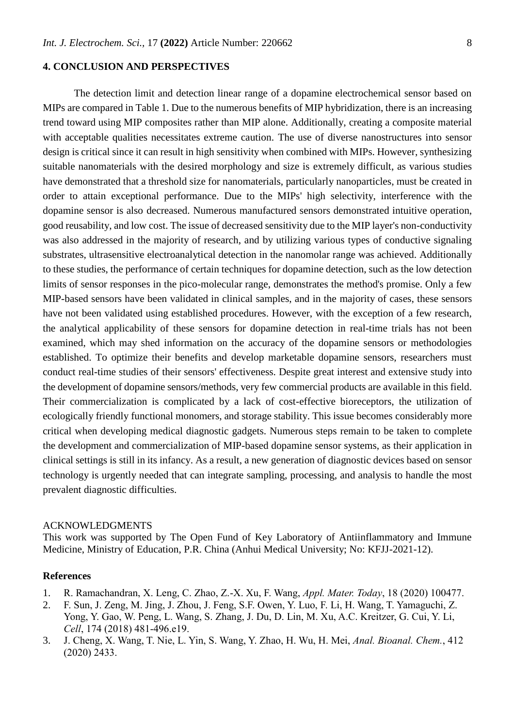## 4. CONCLUSION AND PERSPECTIVES

The detection limit and detection linear range of a dopamine electrochemical sensor based on MIPs are compared in Table 1. Due to the numerous benefits of MIP hybridization, there is an increasing trend toward using MIP composites rather than MIP alone. Additionally, creating a composite material with acceptable qualities necessitates extreme caution. The use of diverse nanostructures into sensor design is critical since it can result in high sensitivity when combined with MIPs. However, synthesizing suitable nanomaterials with the desired morphology and size is extremely difficult, as various studies have demonstrated that a threshold size for nanomaterials, particularly nanoparticles, must be created in order to attain exceptional performance. Due to the MIPs' high selectivity, interference with the dopamine sensor is also decreased. Numerous manufactured sensors demonstrated intuitive operation, good reusability, and low cost. The issue of decreased sensitivity due to the MIP layer's non-conductivity was also addressed in the majority of research, and by utilizing various types of conductive signaling substrates, ultrasensitive electroanalytical detection in the nanomolar range was achieved. Additionally to these studies, the performance of certain techniques for dopamine detection, such as the low detection limits of sensor responses in the pico-molecular range, demonstrates the method's promise. Only a few MIP-based sensors have been validated in clinical samples, and in the majority of cases, these sensors have not been validated using established procedures. However, with the exception of a few research, the analytical applicability of these sensors for dopamine detection in real-time trials has not been examined, which may shed information on the accuracy of the dopamine sensors or methodologies established. To optimize their benefits and develop marketable dopamine sensors, researchers must conduct real-time studies of their sensors' effectiveness. Despite great interest and extensive study into the development of dopamine sensors/methods, very few commercial products are available in this field. Their commercialization is complicated by a lack of cost-effective bioreceptors, the utilization of ecologically friendly functional monomers, and storage stability. This issue becomes considerably more critical when developing medical diagnostic gadgets. Numerous steps remain to be taken to complete the development and commercialization of MIP-based dopamine sensor systems, as their application in clinical settings is still in its infancy. As a result, a new generation of diagnostic devices based on sensor technology is urgently needed that can integrate sampling, processing, and analysis to handle the most prevalent diagnostic difficulties.

ACKNOWLEDGMENTS

This work was supported by The Open Fund of Key Laboratory of Antiinflammatory and Immune Medicine, Ministry of Education, P.R. China (Anhui Medical University; No: KFJJ-2021-12).

## References

1. R. Ramachandran, X. Leng, C. Zhao, Z.-X. Xu, F. Wang, *Appl. Mater. Today*, 18 (2020) 100477.
2. F. Sun, J. Zeng, M. Jing, J. Zhou, J. Feng, S.F. Owen, Y. Luo, F. Li, H. Wang, T. Yamaguchi, Z. Yong, Y. Gao, W. Peng, L. Wang, S. Zhang, J. Du, D. Lin, M. Xu, A.C. Kreitzer, G. Cui, Y. Li, *Cell*, 174 (2018) 481-496.e19.
3. J. Cheng, X. Wang, T. Nie, L. Yin, S. Wang, Y. Zhao, H. Wu, H. Mei, *Anal. Bioanal. Chem.*, 412 (2020) 2433.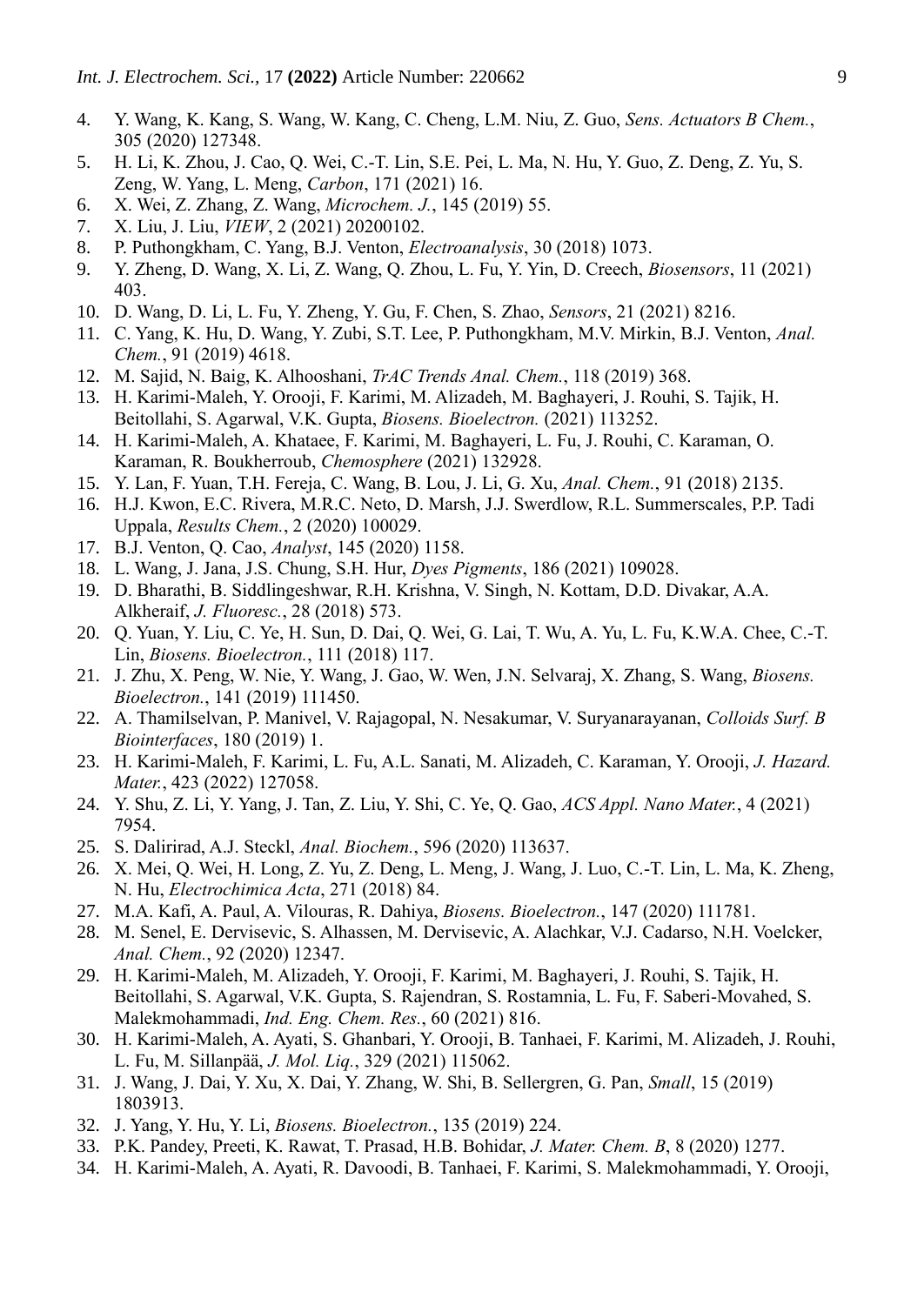4. Y. Wang, K. Kang, S. Wang, W. Kang, C. Cheng, L.M. Niu, Z. Guo, *Sens. Actuators B Chem.*, 305 (2020) 127348.
5. H. Li, K. Zhou, J. Cao, Q. Wei, C.-T. Lin, S.E. Pei, L. Ma, N. Hu, Y. Guo, Z. Deng, Z. Yu, S. Zeng, W. Yang, L. Meng, *Carbon*, 171 (2021) 16.
6. X. Wei, Z. Zhang, Z. Wang, *Microchem. J.*, 145 (2019) 55.
7. X. Liu, J. Liu, *VIEW*, 2 (2021) 20200102.
8. P. Puthongkham, C. Yang, B.J. Venton, *Electroanalysis*, 30 (2018) 1073.
9. Y. Zheng, D. Wang, X. Li, Z. Wang, Q. Zhou, L. Fu, Y. Yin, D. Creech, *Biosensors*, 11 (2021) 403.
10. D. Wang, D. Li, L. Fu, Y. Zheng, Y. Gu, F. Chen, S. Zhao, *Sensors*, 21 (2021) 8216.
11. C. Yang, K. Hu, D. Wang, Y. Zubi, S.T. Lee, P. Puthongkham, M.V. Mirkin, B.J. Venton, *Anal. Chem.*, 91 (2019) 4618.
12. M. Sajid, N. Baig, K. Alhooshani, *TrAC Trends Anal. Chem.*, 118 (2019) 368.
13. H. Karimi-Maleh, Y. Orooji, F. Karimi, M. Alizadeh, M. Baghayeri, J. Rouhi, S. Tajik, H. Beitollahi, S. Agarwal, V.K. Gupta, *Biosens. Bioelectron.* (2021) 113252.
14. H. Karimi-Maleh, A. Khataee, F. Karimi, M. Baghayeri, L. Fu, J. Rouhi, C. Karaman, O. Karaman, R. Boukherroub, *Chemosphere* (2021) 132928.
15. Y. Lan, F. Yuan, T.H. Fereja, C. Wang, B. Lou, J. Li, G. Xu, *Anal. Chem.*, 91 (2018) 2135.
16. H.J. Kwon, E.C. Rivera, M.R.C. Neto, D. Marsh, J.J. Swerdlow, R.L. Summerscales, P.P. Tadi Uppala, *Results Chem.*, 2 (2020) 100029.
17. B.J. Venton, Q. Cao, *Analyst*, 145 (2020) 1158.
18. L. Wang, J. Jana, J.S. Chung, S.H. Hur, *Dyes Pigments*, 186 (2021) 109028.
19. D. Bharathi, B. Siddlingeshwar, R.H. Krishna, V. Singh, N. Kottam, D.D. Divakar, A.A. Alkheraif, *J. Fluoresc.*, 28 (2018) 573.
20. Q. Yuan, Y. Liu, C. Ye, H. Sun, D. Dai, Q. Wei, G. Lai, T. Wu, A. Yu, L. Fu, K.W.A. Chee, C.-T. Lin, *Biosens. Bioelectron.*, 111 (2018) 117.
21. J. Zhu, X. Peng, W. Nie, Y. Wang, J. Gao, W. Wen, J.N. Selvaraj, X. Zhang, S. Wang, *Biosens. Bioelectron.*, 141 (2019) 111450.
22. A. Thamilselvan, P. Manivel, V. Rajagopal, N. Nesakumar, V. Suryanarayanan, *Colloids Surf. B Biointerfaces*, 180 (2019) 1.
23. H. Karimi-Maleh, F. Karimi, L. Fu, A.L. Sanati, M. Alizadeh, C. Karaman, Y. Orooji, *J. Hazard. Mater.*, 423 (2022) 127058.
24. Y. Shu, Z. Li, Y. Yang, J. Tan, Z. Liu, Y. Shi, C. Ye, Q. Gao, *ACS Appl. Nano Mater.*, 4 (2021) 7954.
25. S. Dalirirad, A.J. Steckl, *Anal. Biochem.*, 596 (2020) 113637.
26. X. Mei, Q. Wei, H. Long, Z. Yu, Z. Deng, L. Meng, J. Wang, J. Luo, C.-T. Lin, L. Ma, K. Zheng, N. Hu, *Electrochimica Acta*, 271 (2018) 84.
27. M.A. Kafi, A. Paul, A. Vilouras, R. Dahiya, *Biosens. Bioelectron.*, 147 (2020) 111781.
28. M. Senel, E. Dervisevic, S. Alhassen, M. Dervisevic, A. Alachkar, V.J. Cadarso, N.H. Voelcker, *Anal. Chem.*, 92 (2020) 12347.
29. H. Karimi-Maleh, M. Alizadeh, Y. Orooji, F. Karimi, M. Baghayeri, J. Rouhi, S. Tajik, H. Beitollahi, S. Agarwal, V.K. Gupta, S. Rajendran, S. Rostamnia, L. Fu, F. Saberi-Movahed, S. Malekmohammadi, *Ind. Eng. Chem. Res.*, 60 (2021) 816.
30. H. Karimi-Maleh, A. Ayati, S. Ghanbari, Y. Orooji, B. Tanhaei, F. Karimi, M. Alizadeh, J. Rouhi, L. Fu, M. Sillanpää, *J. Mol. Liq.*, 329 (2021) 115062.
31. J. Wang, J. Dai, Y. Xu, X. Dai, Y. Zhang, W. Shi, B. Sellergren, G. Pan, *Small*, 15 (2019) 1803913.
32. J. Yang, Y. Hu, Y. Li, *Biosens. Bioelectron.*, 135 (2019) 224.
33. P.K. Pandey, Preeti, K. Rawat, T. Prasad, H.B. Bohidar, *J. Mater. Chem. B*, 8 (2020) 1277.
34. H. Karimi-Maleh, A. Ayati, R. Davoodi, B. Tanhaei, F. Karimi, S. Malekmohammadi, Y. Orooji,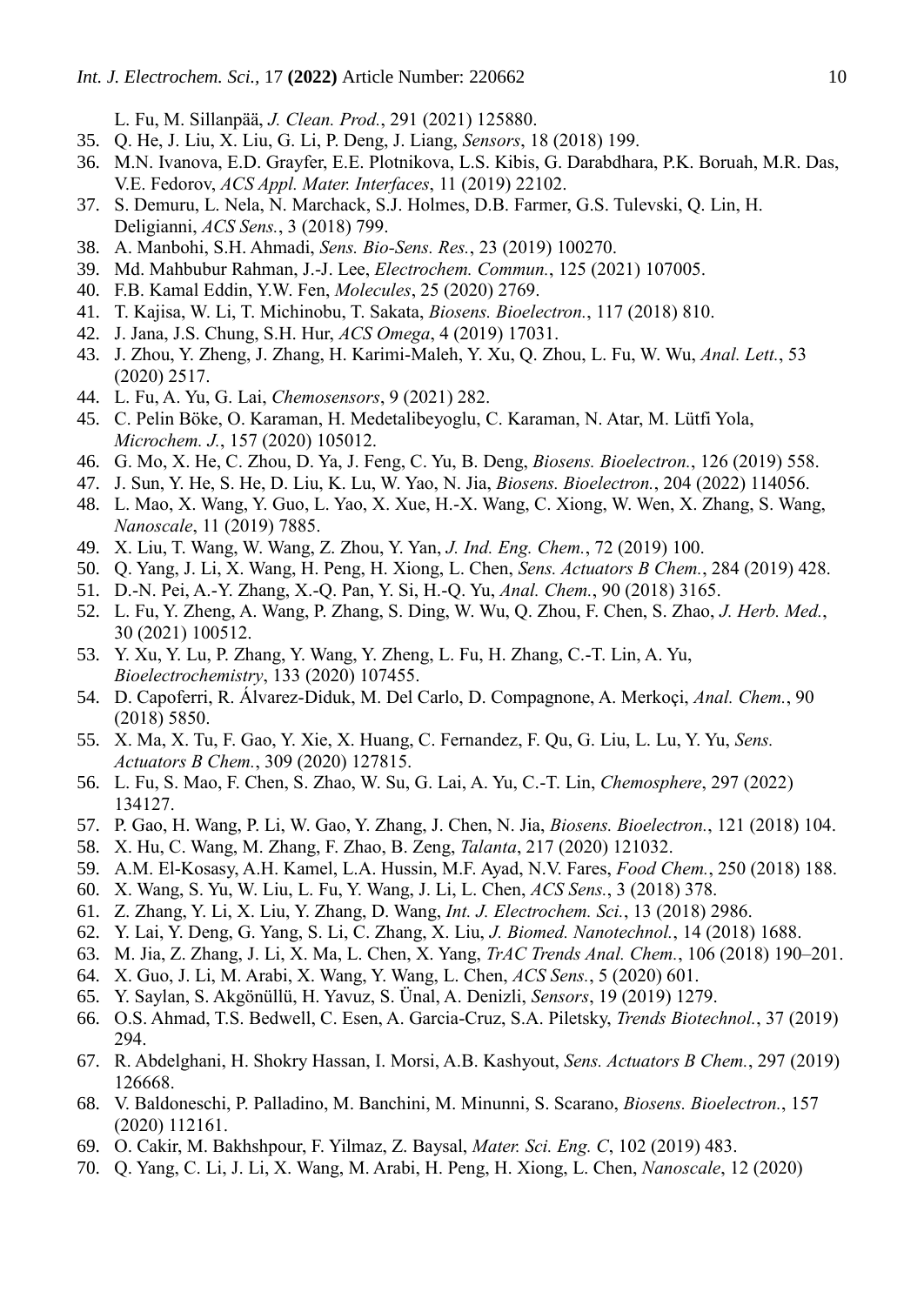L. Fu, M. Sillanpää, *J. Clean. Prod.*, 291 (2021) 125880.

35. Q. He, J. Liu, X. Liu, G. Li, P. Deng, J. Liang, *Sensors*, 18 (2018) 199.
36. M.N. Ivanova, E.D. Grayfer, E.E. Plotnikova, L.S. Kibis, G. Darabdhara, P.K. Boruah, M.R. Das, V.E. Fedorov, *ACS Appl. Mater. Interfaces*, 11 (2019) 22102.
37. S. Demuru, L. Nela, N. Marchack, S.J. Holmes, D.B. Farmer, G.S. Tulevski, Q. Lin, H. Deligianni, *ACS Sens.*, 3 (2018) 799.
38. A. Manbohi, S.H. Ahmadi, *Sens. Bio-Sens. Res.*, 23 (2019) 100270.
39. Md. Mahbubur Rahman, J.-J. Lee, *Electrochem. Commun.*, 125 (2021) 107005.
40. F.B. Kamal Eddin, Y.W. Fen, *Molecules*, 25 (2020) 2769.
41. T. Kajisa, W. Li, T. Michinobu, T. Sakata, *Biosens. Bioelectron.*, 117 (2018) 810.
42. J. Jana, J.S. Chung, S.H. Hur, *ACS Omega*, 4 (2019) 17031.
43. J. Zhou, Y. Zheng, J. Zhang, H. Karimi-Maleh, Y. Xu, Q. Zhou, L. Fu, W. Wu, *Anal. Lett.*, 53 (2020) 2517.
44. L. Fu, A. Yu, G. Lai, *Chemosensors*, 9 (2021) 282.
45. C. Pelin Böke, O. Karaman, H. Medetalibeyoglu, C. Karaman, N. Atar, M. Lütfi Yola, *Microchem. J.*, 157 (2020) 105012.
46. G. Mo, X. He, C. Zhou, D. Ya, J. Feng, C. Yu, B. Deng, *Biosens. Bioelectron.*, 126 (2019) 558.
47. J. Sun, Y. He, S. He, D. Liu, K. Lu, W. Yao, N. Jia, *Biosens. Bioelectron.*, 204 (2022) 114056.
48. L. Mao, X. Wang, Y. Guo, L. Yao, X. Xue, H.-X. Wang, C. Xiong, W. Wen, X. Zhang, S. Wang, *Nanoscale*, 11 (2019) 7885.
49. X. Liu, T. Wang, W. Wang, Z. Zhou, Y. Yan, *J. Ind. Eng. Chem.*, 72 (2019) 100.
50. Q. Yang, J. Li, X. Wang, H. Peng, H. Xiong, L. Chen, *Sens. Actuators B Chem.*, 284 (2019) 428.
51. D.-N. Pei, A.-Y. Zhang, X.-Q. Pan, Y. Si, H.-Q. Yu, *Anal. Chem.*, 90 (2018) 3165.
52. L. Fu, Y. Zheng, A. Wang, P. Zhang, S. Ding, W. Wu, Q. Zhou, F. Chen, S. Zhao, *J. Herb. Med.*, 30 (2021) 100512.
53. Y. Xu, Y. Lu, P. Zhang, Y. Wang, Y. Zheng, L. Fu, H. Zhang, C.-T. Lin, A. Yu, *Bioelectrochemistry*, 133 (2020) 107455.
54. D. Capoferri, R. Álvarez-Diduk, M. Del Carlo, D. Compagnone, A. Merkoçi, *Anal. Chem.*, 90 (2018) 5850.
55. X. Ma, X. Tu, F. Gao, Y. Xie, X. Huang, C. Fernandez, F. Qu, G. Liu, L. Lu, Y. Yu, *Sens. Actuators B Chem.*, 309 (2020) 127815.
56. L. Fu, S. Mao, F. Chen, S. Zhao, W. Su, G. Lai, A. Yu, C.-T. Lin, *Chemosphere*, 297 (2022) 134127.
57. P. Gao, H. Wang, P. Li, W. Gao, Y. Zhang, J. Chen, N. Jia, *Biosens. Bioelectron.*, 121 (2018) 104.
58. X. Hu, C. Wang, M. Zhang, F. Zhao, B. Zeng, *Talanta*, 217 (2020) 121032.
59. A.M. El-Kosasy, A.H. Kamel, L.A. Hussin, M.F. Ayad, N.V. Fares, *Food Chem.*, 250 (2018) 188.
60. X. Wang, S. Yu, W. Liu, L. Fu, Y. Wang, J. Li, L. Chen, *ACS Sens.*, 3 (2018) 378.
61. Z. Zhang, Y. Li, X. Liu, Y. Zhang, D. Wang, *Int. J. Electrochem. Sci.*, 13 (2018) 2986.
62. Y. Lai, Y. Deng, G. Yang, S. Li, C. Zhang, X. Liu, *J. Biomed. Nanotechnol.*, 14 (2018) 1688.
63. M. Jia, Z. Zhang, J. Li, X. Ma, L. Chen, X. Yang, *TrAC Trends Anal. Chem.*, 106 (2018) 190–201.
64. X. Guo, J. Li, M. Arabi, X. Wang, Y. Wang, L. Chen, *ACS Sens.*, 5 (2020) 601.
65. Y. Saylan, S. Akgönüllü, H. Yavuz, S. Ünal, A. Denizli, *Sensors*, 19 (2019) 1279.
66. O.S. Ahmad, T.S. Bedwell, C. Esen, A. Garcia-Cruz, S.A. Piletsky, *Trends Biotechnol.*, 37 (2019) 294.
67. R. Abdelghani, H. Shokry Hassan, I. Morsi, A.B. Kashyout, *Sens. Actuators B Chem.*, 297 (2019) 126668.
68. V. Baldoneschi, P. Palladino, M. Banchini, M. Minunni, S. Scarano, *Biosens. Bioelectron.*, 157 (2020) 112161.
69. O. Cakir, M. Bakhshpour, F. Yilmaz, Z. Baysal, *Mater. Sci. Eng. C*, 102 (2019) 483.
70. Q. Yang, C. Li, J. Li, X. Wang, M. Arabi, H. Peng, H. Xiong, L. Chen, *Nanoscale*, 12 (2020)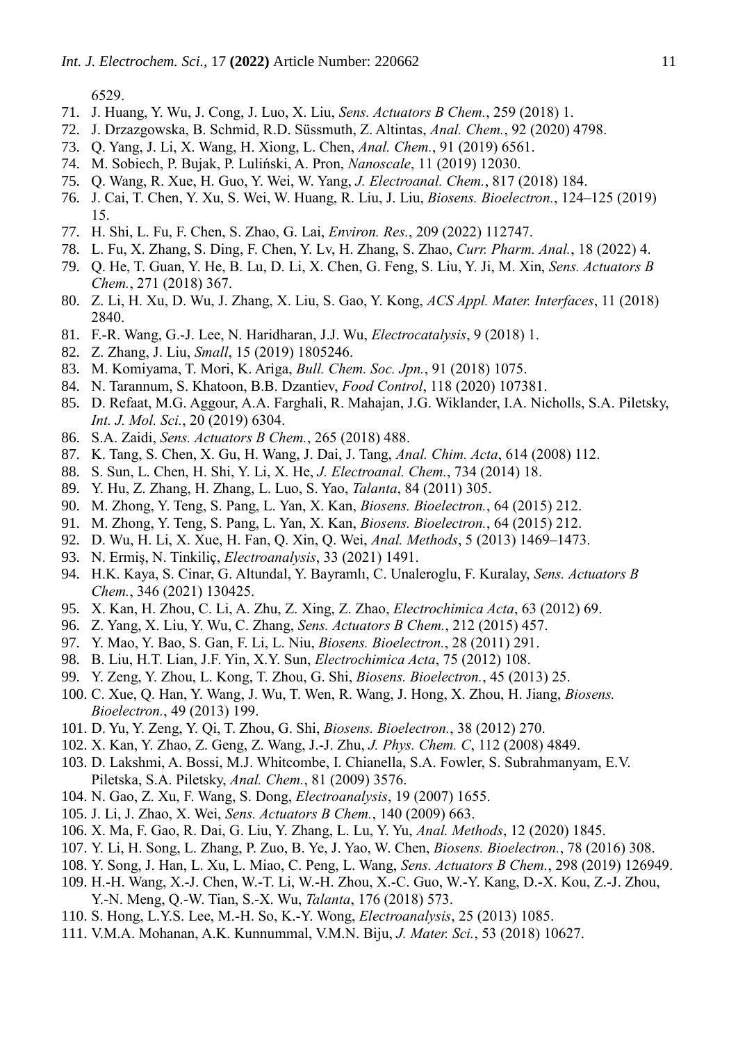6529.

71. J. Huang, Y. Wu, J. Cong, J. Luo, X. Liu, *Sens. Actuators B Chem.*, 259 (2018) 1.
72. J. Drzazgowska, B. Schmid, R.D. Süssmuth, Z. Altintas, *Anal. Chem.*, 92 (2020) 4798.
73. Q. Yang, J. Li, X. Wang, H. Xiong, L. Chen, *Anal. Chem.*, 91 (2019) 6561.
74. M. Sobiech, P. Bujak, P. Luliński, A. Pron, *Nanoscale*, 11 (2019) 12030.
75. Q. Wang, R. Xue, H. Guo, Y. Wei, W. Yang, *J. Electroanal. Chem.*, 817 (2018) 184.
76. J. Cai, T. Chen, Y. Xu, S. Wei, W. Huang, R. Liu, J. Liu, *Biosens. Bioelectron.*, 124–125 (2019) 15.
77. H. Shi, L. Fu, F. Chen, S. Zhao, G. Lai, *Environ. Res.*, 209 (2022) 112747.
78. L. Fu, X. Zhang, S. Ding, F. Chen, Y. Lv, H. Zhang, S. Zhao, *Curr. Pharm. Anal.*, 18 (2022) 4.
79. Q. He, T. Guan, Y. He, B. Lu, D. Li, X. Chen, G. Feng, S. Liu, Y. Ji, M. Xin, *Sens. Actuators B Chem.*, 271 (2018) 367.
80. Z. Li, H. Xu, D. Wu, J. Zhang, X. Liu, S. Gao, Y. Kong, *ACS Appl. Mater. Interfaces*, 11 (2018) 2840.
81. F.-R. Wang, G.-J. Lee, N. Haridharan, J.J. Wu, *Electrocatalysis*, 9 (2018) 1.
82. Z. Zhang, J. Liu, *Small*, 15 (2019) 1805246.
83. M. Komiyama, T. Mori, K. Ariga, *Bull. Chem. Soc. Jpn.*, 91 (2018) 1075.
84. N. Tarannum, S. Khatoon, B.B. Dzantiev, *Food Control*, 118 (2020) 107381.
85. D. Refaat, M.G. Aggour, A.A. Farghali, R. Mahajan, J.G. Wiklander, I.A. Nicholls, S.A. Piletsky, *Int. J. Mol. Sci.*, 20 (2019) 6304.
86. S.A. Zaidi, *Sens. Actuators B Chem.*, 265 (2018) 488.
87. K. Tang, S. Chen, X. Gu, H. Wang, J. Dai, J. Tang, *Anal. Chim. Acta*, 614 (2008) 112.
88. S. Sun, L. Chen, H. Shi, Y. Li, X. He, *J. Electroanal. Chem.*, 734 (2014) 18.
89. Y. Hu, Z. Zhang, H. Zhang, L. Luo, S. Yao, *Talanta*, 84 (2011) 305.
90. M. Zhong, Y. Teng, S. Pang, L. Yan, X. Kan, *Biosens. Bioelectron.*, 64 (2015) 212.
91. M. Zhong, Y. Teng, S. Pang, L. Yan, X. Kan, *Biosens. Bioelectron.*, 64 (2015) 212.
92. D. Wu, H. Li, X. Xue, H. Fan, Q. Xin, Q. Wei, *Anal. Methods*, 5 (2013) 1469–1473.
93. N. Ermiş, N. Tinkiliç, *Electroanalysis*, 33 (2021) 1491.
94. H.K. Kaya, S. Cinar, G. Altundal, Y. Bayramlı, C. Unaleroglu, F. Kuralay, *Sens. Actuators B Chem.*, 346 (2021) 130425.
95. X. Kan, H. Zhou, C. Li, A. Zhu, Z. Xing, Z. Zhao, *Electrochimica Acta*, 63 (2012) 69.
96. Z. Yang, X. Liu, Y. Wu, C. Zhang, *Sens. Actuators B Chem.*, 212 (2015) 457.
97. Y. Mao, Y. Bao, S. Gan, F. Li, L. Niu, *Biosens. Bioelectron.*, 28 (2011) 291.
98. B. Liu, H.T. Lian, J.F. Yin, X.Y. Sun, *Electrochimica Acta*, 75 (2012) 108.
99. Y. Zeng, Y. Zhou, L. Kong, T. Zhou, G. Shi, *Biosens. Bioelectron.*, 45 (2013) 25.
100. C. Xue, Q. Han, Y. Wang, J. Wu, T. Wen, R. Wang, J. Hong, X. Zhou, H. Jiang, *Biosens. Bioelectron.*, 49 (2013) 199.
101. D. Yu, Y. Zeng, Y. Qi, T. Zhou, G. Shi, *Biosens. Bioelectron.*, 38 (2012) 270.
102. X. Kan, Y. Zhao, Z. Geng, Z. Wang, J.-J. Zhu, *J. Phys. Chem. C*, 112 (2008) 4849.
103. D. Lakshmi, A. Bossi, M.J. Whitcombe, I. Chianella, S.A. Fowler, S. Subrahmanyam, E.V. Piletska, S.A. Piletsky, *Anal. Chem.*, 81 (2009) 3576.
104. N. Gao, Z. Xu, F. Wang, S. Dong, *Electroanalysis*, 19 (2007) 1655.
105. J. Li, J. Zhao, X. Wei, *Sens. Actuators B Chem.*, 140 (2009) 663.
106. X. Ma, F. Gao, R. Dai, G. Liu, Y. Zhang, L. Lu, Y. Yu, *Anal. Methods*, 12 (2020) 1845.
107. Y. Li, H. Song, L. Zhang, P. Zuo, B. Ye, J. Yao, W. Chen, *Biosens. Bioelectron.*, 78 (2016) 308.
108. Y. Song, J. Han, L. Xu, L. Miao, C. Peng, L. Wang, *Sens. Actuators B Chem.*, 298 (2019) 126949.
109. H.-H. Wang, X.-J. Chen, W.-T. Li, W.-H. Zhou, X.-C. Guo, W.-Y. Kang, D.-X. Kou, Z.-J. Zhou, Y.-N. Meng, Q.-W. Tian, S.-X. Wu, *Talanta*, 176 (2018) 573.
110. S. Hong, L.Y.S. Lee, M.-H. So, K.-Y. Wong, *Electroanalysis*, 25 (2013) 1085.
111. V.M.A. Mohanan, A.K. Kunnummal, V.M.N. Biju, *J. Mater. Sci.*, 53 (2018) 10627.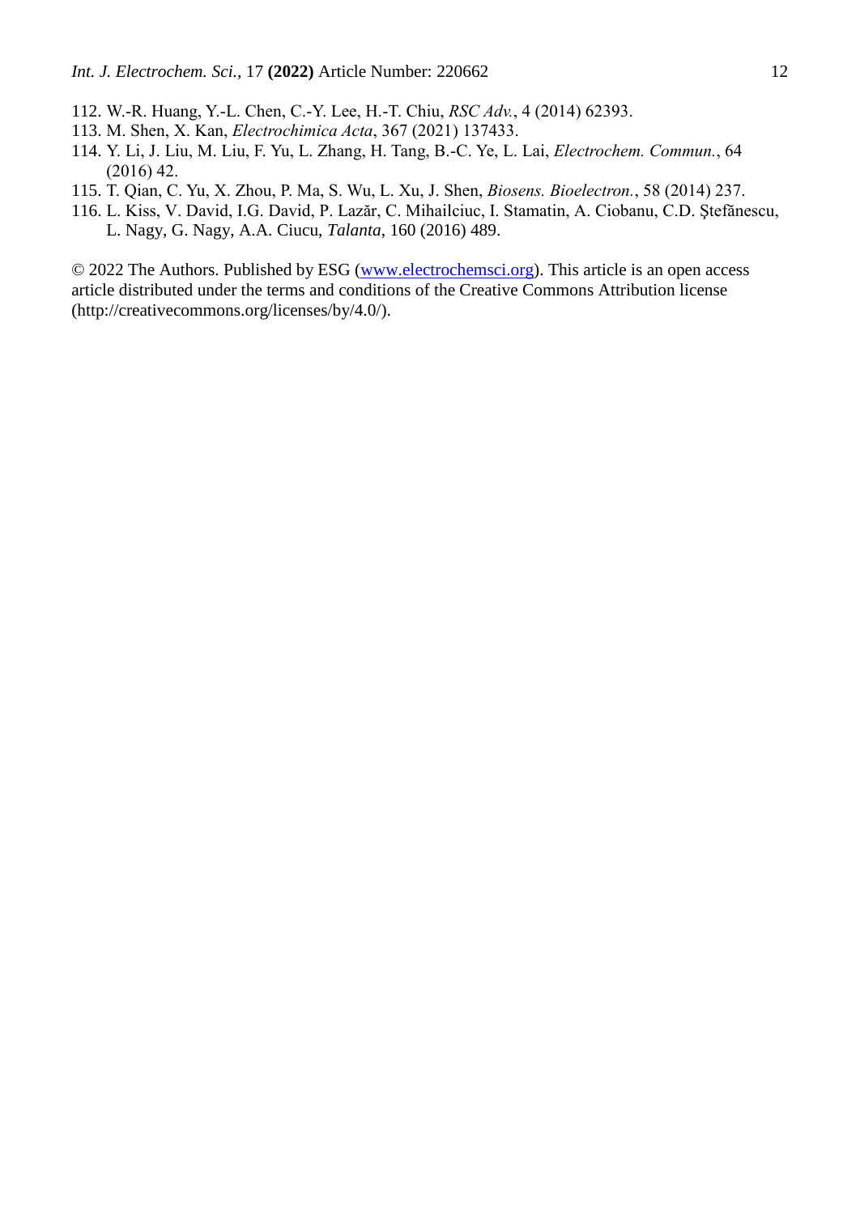112. W.-R. Huang, Y.-L. Chen, C.-Y. Lee, H.-T. Chiu, *RSC Adv.*, 4 (2014) 62393.
113. M. Shen, X. Kan, *Electrochimica Acta*, 367 (2021) 137433.
114. Y. Li, J. Liu, M. Liu, F. Yu, L. Zhang, H. Tang, B.-C. Ye, L. Lai, *Electrochem. Commun.*, 64 (2016) 42.
115. T. Qian, C. Yu, X. Zhou, P. Ma, S. Wu, L. Xu, J. Shen, *Biosens. Bioelectron.*, 58 (2014) 237.
116. L. Kiss, V. David, I.G. David, P. Lazăr, C. Mihailciuc, I. Stamatin, A. Ciobanu, C.D. Ştefănescu, L. Nagy, G. Nagy, A.A. Ciucu, *Talanta*, 160 (2016) 489.

© 2022 The Authors. Published by ESG (www.electrochemsci.org). This article is an open access article distributed under the terms and conditions of the Creative Commons Attribution license (http://creativecommons.org/licenses/by/4.0/).